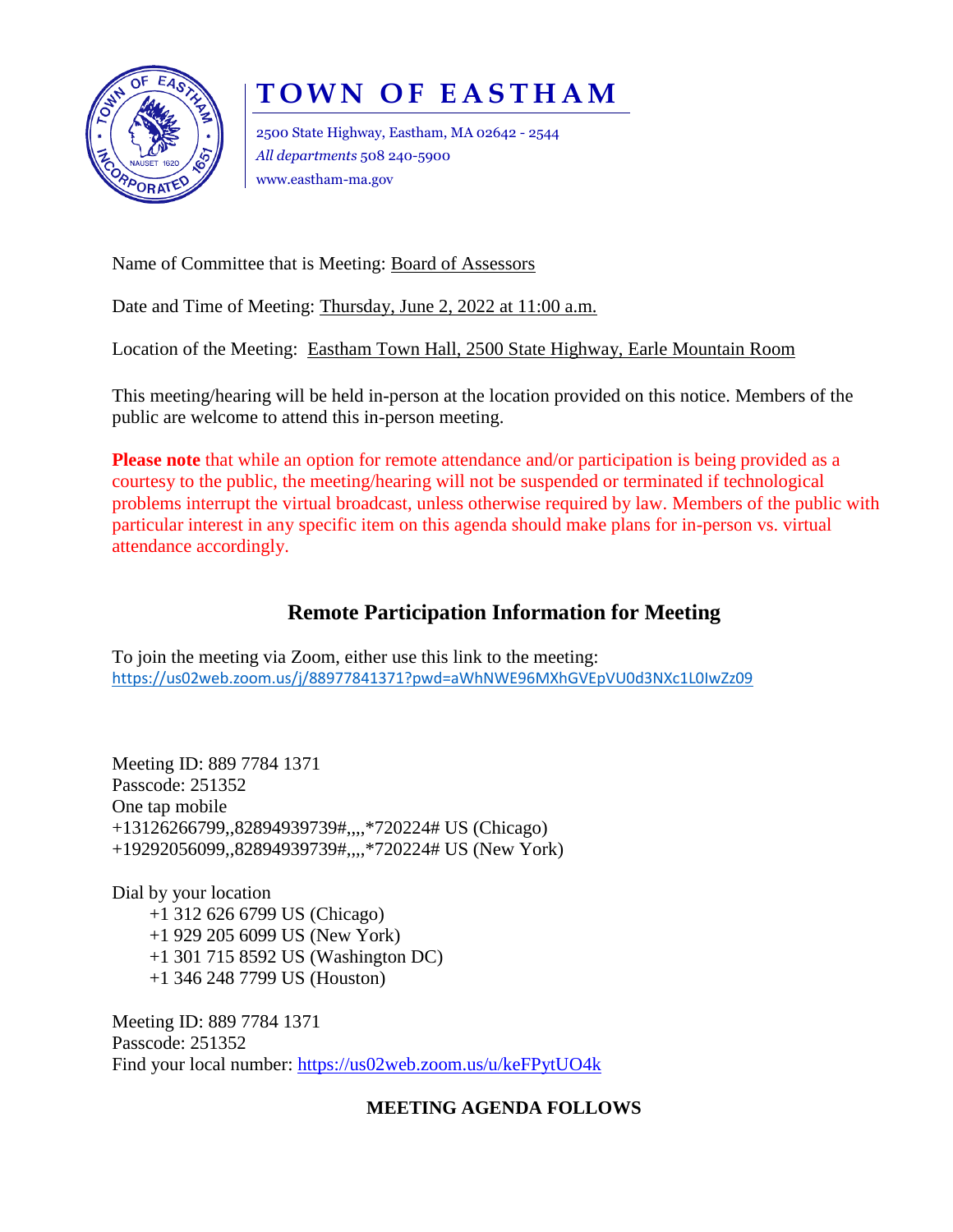# TOWN OF EASTHAM

2500 State Highway, Eastham, MA 02642 - 2544
*All departments* 508 240-5900
www.eastham-ma.gov

Name of Committee that is Meeting: Board of Assessors

Date and Time of Meeting: Thursday, June 2, 2022 at 11:00 a.m.

Location of the Meeting: Eastham Town Hall, 2500 State Highway, Earle Mountain Room

This meeting/hearing will be held in-person at the location provided on this notice. Members of the public are welcome to attend this in-person meeting.

**Please note** that while an option for remote attendance and/or participation is being provided as a courtesy to the public, the meeting/hearing will not be suspended or terminated if technological problems interrupt the virtual broadcast, unless otherwise required by law. Members of the public with particular interest in any specific item on this agenda should make plans for in-person vs. virtual attendance accordingly.

## Remote Participation Information for Meeting

To join the meeting via Zoom, either use this link to the meeting:
https://us02web.zoom.us/j/88977841371?pwd=aWhNWE96MXhGVEpVU0d3NXc1L0IwZz09

Meeting ID: 889 7784 1371
Passcode: 251352
One tap mobile
+13126266799,,82894939739#,,,,*720224# US (Chicago)
+19292056099,,82894939739#,,,,*720224# US (New York)

Dial by your location
- +1 312 626 6799 US (Chicago)
- +1 929 205 6099 US (New York)
- +1 301 715 8592 US (Washington DC)
- +1 346 248 7799 US (Houston)

Meeting ID: 889 7784 1371
Passcode: 251352
Find your local number: https://us02web.zoom.us/u/keFPytUO4k

**MEETING AGENDA FOLLOWS**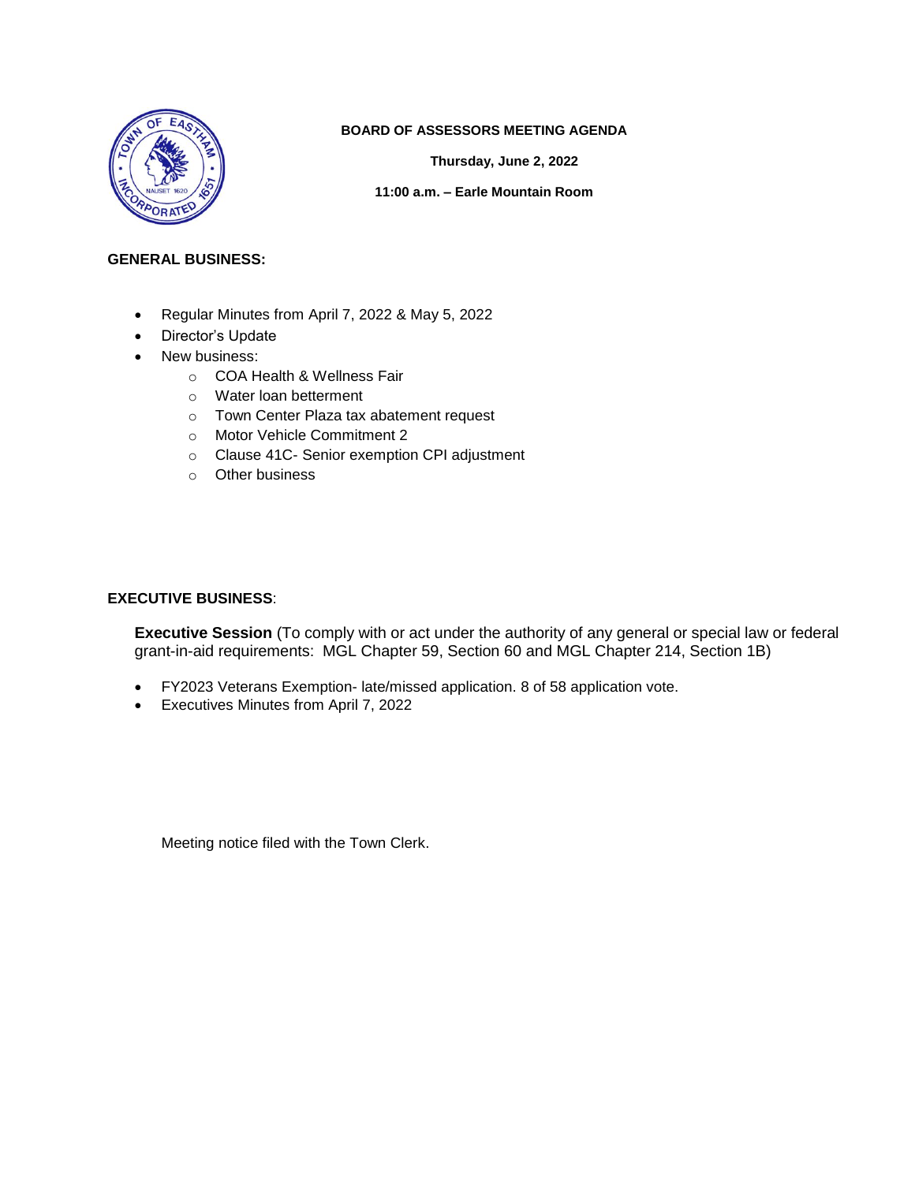**BOARD OF ASSESSORS MEETING AGENDA**

**Thursday, June 2, 2022**

**11:00 a.m. – Earle Mountain Room**

**GENERAL BUSINESS:**

- Regular Minutes from April 7, 2022 & May 5, 2022
- Director's Update
- New business:
  - COA Health & Wellness Fair
  - Water loan betterment
  - Town Center Plaza tax abatement request
  - Motor Vehicle Commitment 2
  - Clause 41C- Senior exemption CPI adjustment
  - Other business

**EXECUTIVE BUSINESS**:

**Executive Session** (To comply with or act under the authority of any general or special law or federal grant-in-aid requirements: MGL Chapter 59, Section 60 and MGL Chapter 214, Section 1B)

- FY2023 Veterans Exemption- late/missed application. 8 of 58 application vote.
- Executives Minutes from April 7, 2022

Meeting notice filed with the Town Clerk.